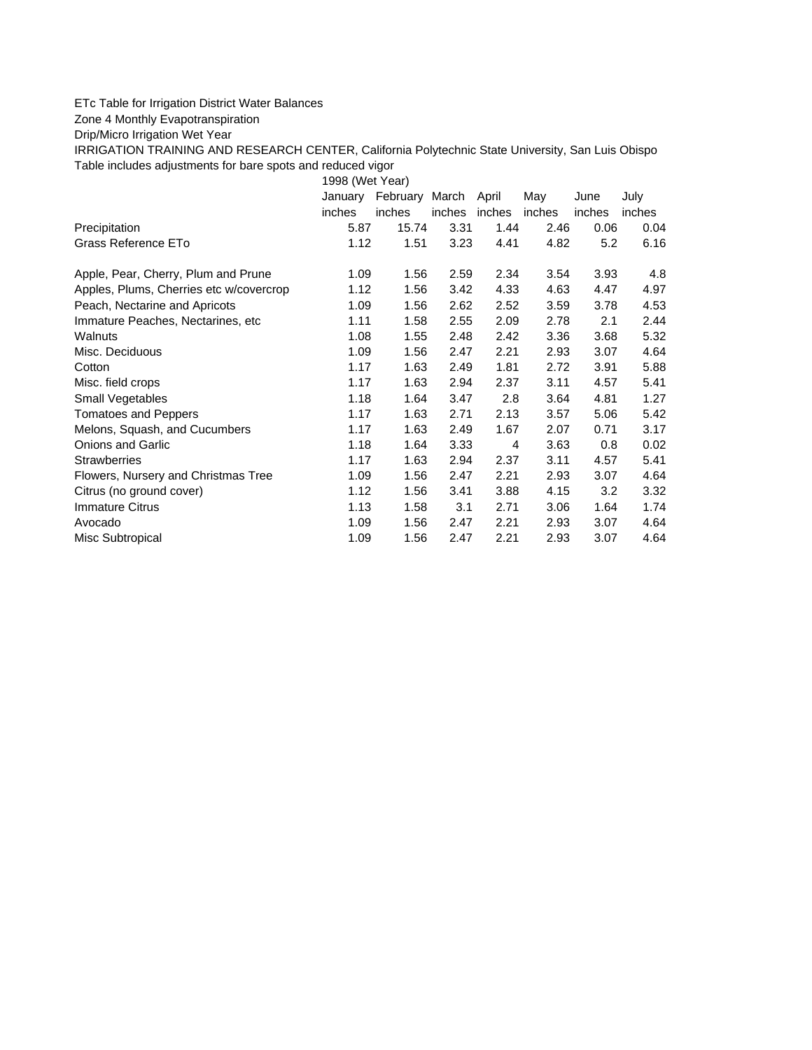ETc Table for Irrigation District Water Balances

Zone 4 Monthly Evapotranspiration

Drip/Micro Irrigation Wet Year

IRRIGATION TRAINING AND RESEARCH CENTER, California Polytechnic State University, San Luis Obispo

Table includes adjustments for bare spots and reduced vigor

| | 1998 (Wet Year) | | | | | | |
|---|---|---|---|---|---|---|---|
| | January | February | March | April | May | June | July |
| | inches | inches | inches | inches | inches | inches | inches |
| Precipitation | 5.87 | 15.74 | 3.31 | 1.44 | 2.46 | 0.06 | 0.04 |
| Grass Reference ETo | 1.12 | 1.51 | 3.23 | 4.41 | 4.82 | 5.2 | 6.16 |
| | | | | | | | |
| Apple, Pear, Cherry, Plum and Prune | 1.09 | 1.56 | 2.59 | 2.34 | 3.54 | 3.93 | 4.8 |
| Apples, Plums, Cherries etc w/covercrop | 1.12 | 1.56 | 3.42 | 4.33 | 4.63 | 4.47 | 4.97 |
| Peach, Nectarine and Apricots | 1.09 | 1.56 | 2.62 | 2.52 | 3.59 | 3.78 | 4.53 |
| Immature Peaches, Nectarines, etc | 1.11 | 1.58 | 2.55 | 2.09 | 2.78 | 2.1 | 2.44 |
| Walnuts | 1.08 | 1.55 | 2.48 | 2.42 | 3.36 | 3.68 | 5.32 |
| Misc. Deciduous | 1.09 | 1.56 | 2.47 | 2.21 | 2.93 | 3.07 | 4.64 |
| Cotton | 1.17 | 1.63 | 2.49 | 1.81 | 2.72 | 3.91 | 5.88 |
| Misc. field crops | 1.17 | 1.63 | 2.94 | 2.37 | 3.11 | 4.57 | 5.41 |
| Small Vegetables | 1.18 | 1.64 | 3.47 | 2.8 | 3.64 | 4.81 | 1.27 |
| Tomatoes and Peppers | 1.17 | 1.63 | 2.71 | 2.13 | 3.57 | 5.06 | 5.42 |
| Melons, Squash, and Cucumbers | 1.17 | 1.63 | 2.49 | 1.67 | 2.07 | 0.71 | 3.17 |
| Onions and Garlic | 1.18 | 1.64 | 3.33 | 4 | 3.63 | 0.8 | 0.02 |
| Strawberries | 1.17 | 1.63 | 2.94 | 2.37 | 3.11 | 4.57 | 5.41 |
| Flowers, Nursery and Christmas Tree | 1.09 | 1.56 | 2.47 | 2.21 | 2.93 | 3.07 | 4.64 |
| Citrus (no ground cover) | 1.12 | 1.56 | 3.41 | 3.88 | 4.15 | 3.2 | 3.32 |
| Immature Citrus | 1.13 | 1.58 | 3.1 | 2.71 | 3.06 | 1.64 | 1.74 |
| Avocado | 1.09 | 1.56 | 2.47 | 2.21 | 2.93 | 3.07 | 4.64 |
| Misc Subtropical | 1.09 | 1.56 | 2.47 | 2.21 | 2.93 | 3.07 | 4.64 |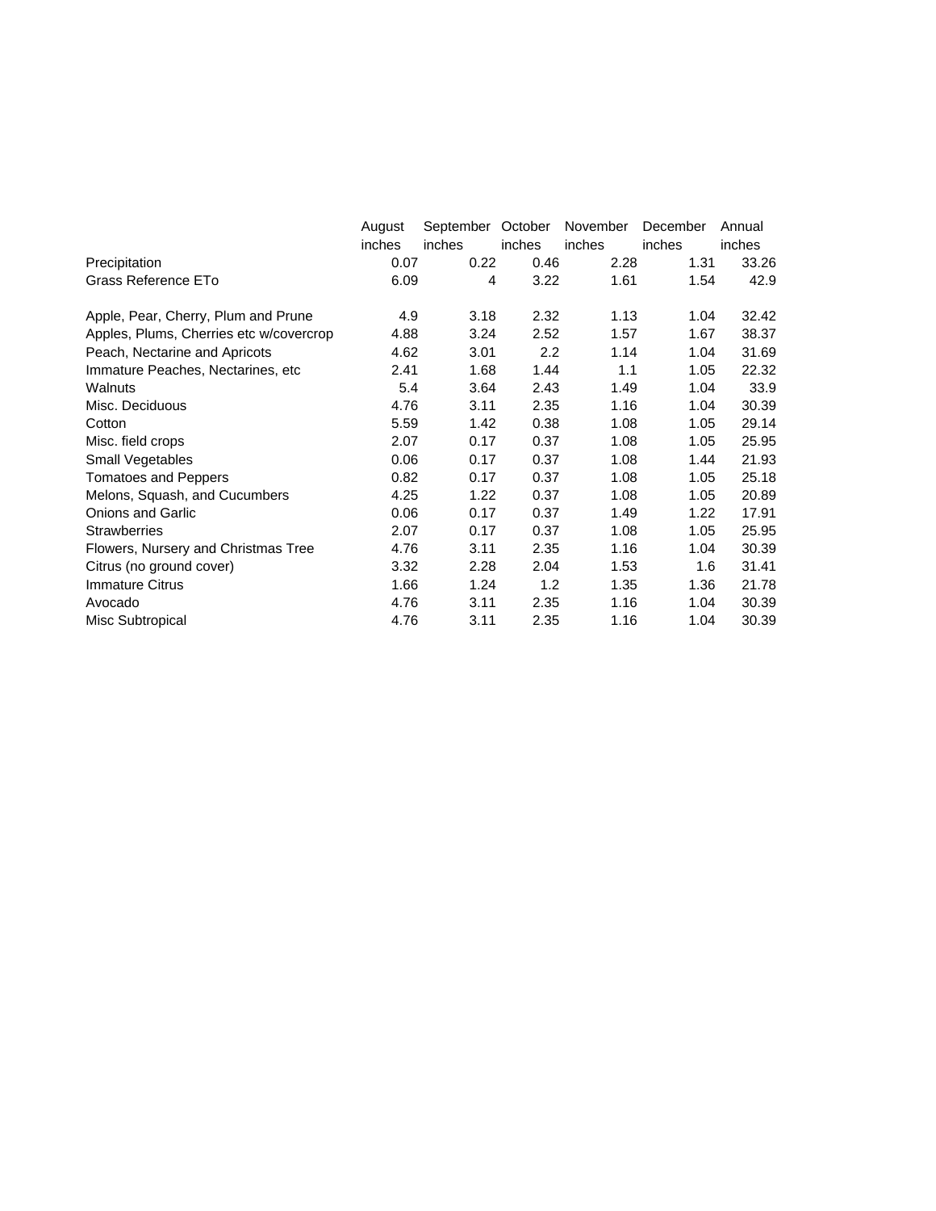| | August inches | September inches | October inches | November inches | December inches | Annual inches |
|---|---|---|---|---|---|---|
| Precipitation | 0.07 | 0.22 | 0.46 | 2.28 | 1.31 | 33.26 |
| Grass Reference ETo | 6.09 | 4 | 3.22 | 1.61 | 1.54 | 42.9 |
| | | | | | | |
| Apple, Pear, Cherry, Plum and Prune | 4.9 | 3.18 | 2.32 | 1.13 | 1.04 | 32.42 |
| Apples, Plums, Cherries etc w/covercrop | 4.88 | 3.24 | 2.52 | 1.57 | 1.67 | 38.37 |
| Peach, Nectarine and Apricots | 4.62 | 3.01 | 2.2 | 1.14 | 1.04 | 31.69 |
| Immature Peaches, Nectarines, etc | 2.41 | 1.68 | 1.44 | 1.1 | 1.05 | 22.32 |
| Walnuts | 5.4 | 3.64 | 2.43 | 1.49 | 1.04 | 33.9 |
| Misc. Deciduous | 4.76 | 3.11 | 2.35 | 1.16 | 1.04 | 30.39 |
| Cotton | 5.59 | 1.42 | 0.38 | 1.08 | 1.05 | 29.14 |
| Misc. field crops | 2.07 | 0.17 | 0.37 | 1.08 | 1.05 | 25.95 |
| Small Vegetables | 0.06 | 0.17 | 0.37 | 1.08 | 1.44 | 21.93 |
| Tomatoes and Peppers | 0.82 | 0.17 | 0.37 | 1.08 | 1.05 | 25.18 |
| Melons, Squash, and Cucumbers | 4.25 | 1.22 | 0.37 | 1.08 | 1.05 | 20.89 |
| Onions and Garlic | 0.06 | 0.17 | 0.37 | 1.49 | 1.22 | 17.91 |
| Strawberries | 2.07 | 0.17 | 0.37 | 1.08 | 1.05 | 25.95 |
| Flowers, Nursery and Christmas Tree | 4.76 | 3.11 | 2.35 | 1.16 | 1.04 | 30.39 |
| Citrus (no ground cover) | 3.32 | 2.28 | 2.04 | 1.53 | 1.6 | 31.41 |
| Immature Citrus | 1.66 | 1.24 | 1.2 | 1.35 | 1.36 | 21.78 |
| Avocado | 4.76 | 3.11 | 2.35 | 1.16 | 1.04 | 30.39 |
| Misc Subtropical | 4.76 | 3.11 | 2.35 | 1.16 | 1.04 | 30.39 |